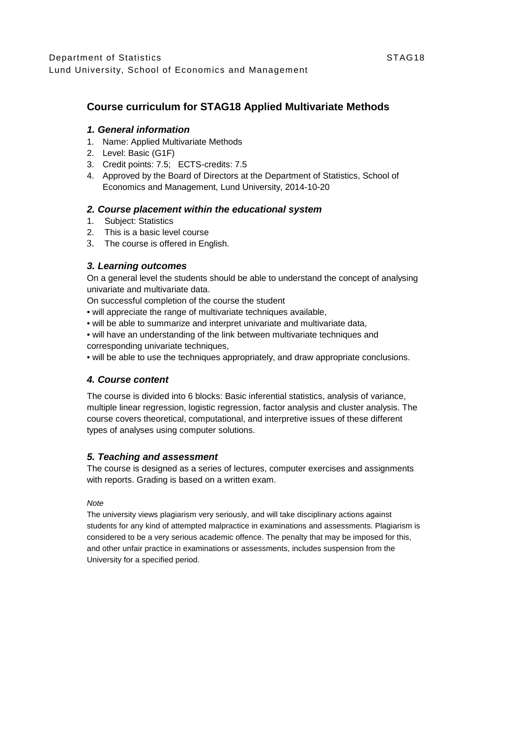Department of Statistics STAG18
Lund University, School of Economics and Management

# Course curriculum for STAG18 Applied Multivariate Methods

## *1. General information*

1. Name: Applied Multivariate Methods
2. Level: Basic (G1F)
3. Credit points: 7.5; ECTS-credits: 7.5
4. Approved by the Board of Directors at the Department of Statistics, School of Economics and Management, Lund University, 2014-10-20

## *2. Course placement within the educational system*

1. Subject: Statistics
2. This is a basic level course
3. The course is offered in English.

## *3. Learning outcomes*

On a general level the students should be able to understand the concept of analysing univariate and multivariate data.

On successful completion of the course the student

- will appreciate the range of multivariate techniques available,
- will be able to summarize and interpret univariate and multivariate data,
- will have an understanding of the link between multivariate techniques and corresponding univariate techniques,
- will be able to use the techniques appropriately, and draw appropriate conclusions.

## *4. Course content*

The course is divided into 6 blocks: Basic inferential statistics, analysis of variance, multiple linear regression, logistic regression, factor analysis and cluster analysis. The course covers theoretical, computational, and interpretive issues of these different types of analyses using computer solutions.

## *5. Teaching and assessment*

The course is designed as a series of lectures, computer exercises and assignments with reports. Grading is based on a written exam.

*Note*

The university views plagiarism very seriously, and will take disciplinary actions against students for any kind of attempted malpractice in examinations and assessments. Plagiarism is considered to be a very serious academic offence. The penalty that may be imposed for this, and other unfair practice in examinations or assessments, includes suspension from the University for a specified period.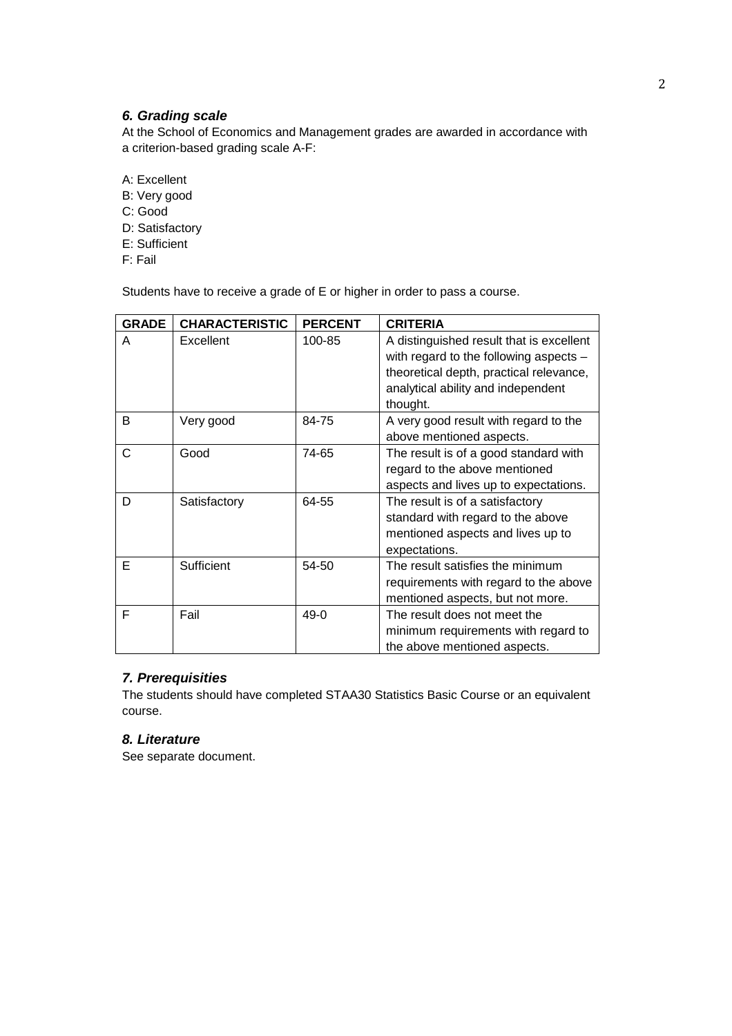### *6. Grading scale*

At the School of Economics and Management grades are awarded in accordance with a criterion-based grading scale A-F:

A: Excellent
B: Very good
C: Good
D: Satisfactory
E: Sufficient
F: Fail

Students have to receive a grade of E or higher in order to pass a course.

| GRADE | CHARACTERISTIC | PERCENT | CRITERIA |
|---|---|---|---|
| A | Excellent | 100-85 | A distinguished result that is excellent with regard to the following aspects – theoretical depth, practical relevance, analytical ability and independent thought. |
| B | Very good | 84-75 | A very good result with regard to the above mentioned aspects. |
| C | Good | 74-65 | The result is of a good standard with regard to the above mentioned aspects and lives up to expectations. |
| D | Satisfactory | 64-55 | The result is of a satisfactory standard with regard to the above mentioned aspects and lives up to expectations. |
| E | Sufficient | 54-50 | The result satisfies the minimum requirements with regard to the above mentioned aspects, but not more. |
| F | Fail | 49-0 | The result does not meet the minimum requirements with regard to the above mentioned aspects. |

### *7. Prerequisities*

The students should have completed STAA30 Statistics Basic Course or an equivalent course.

### *8. Literature*

See separate document.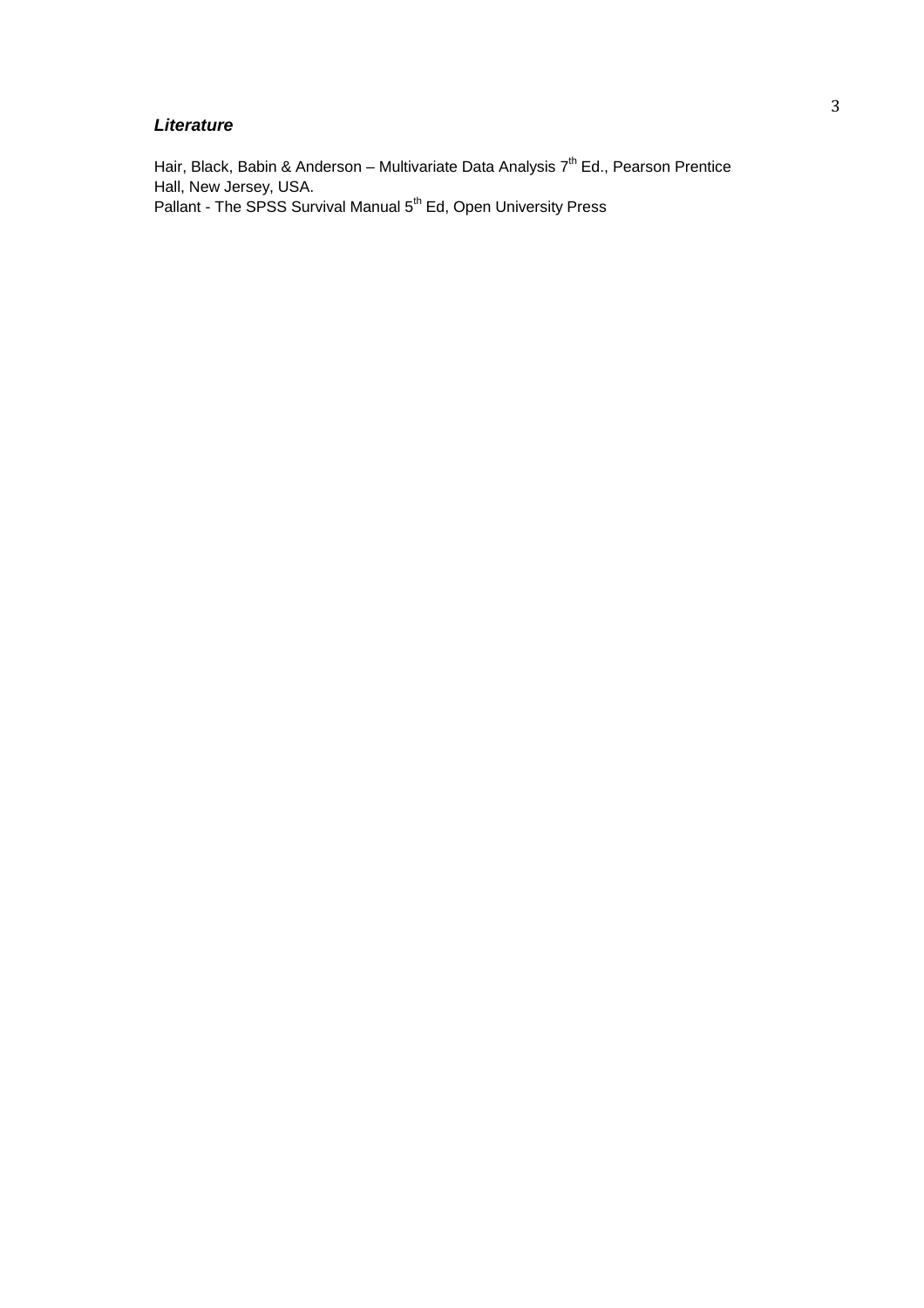### ***Literature***

Hair, Black, Babin & Anderson – Multivariate Data Analysis 7th Ed., Pearson Prentice Hall, New Jersey, USA.
Pallant - The SPSS Survival Manual 5th Ed, Open University Press